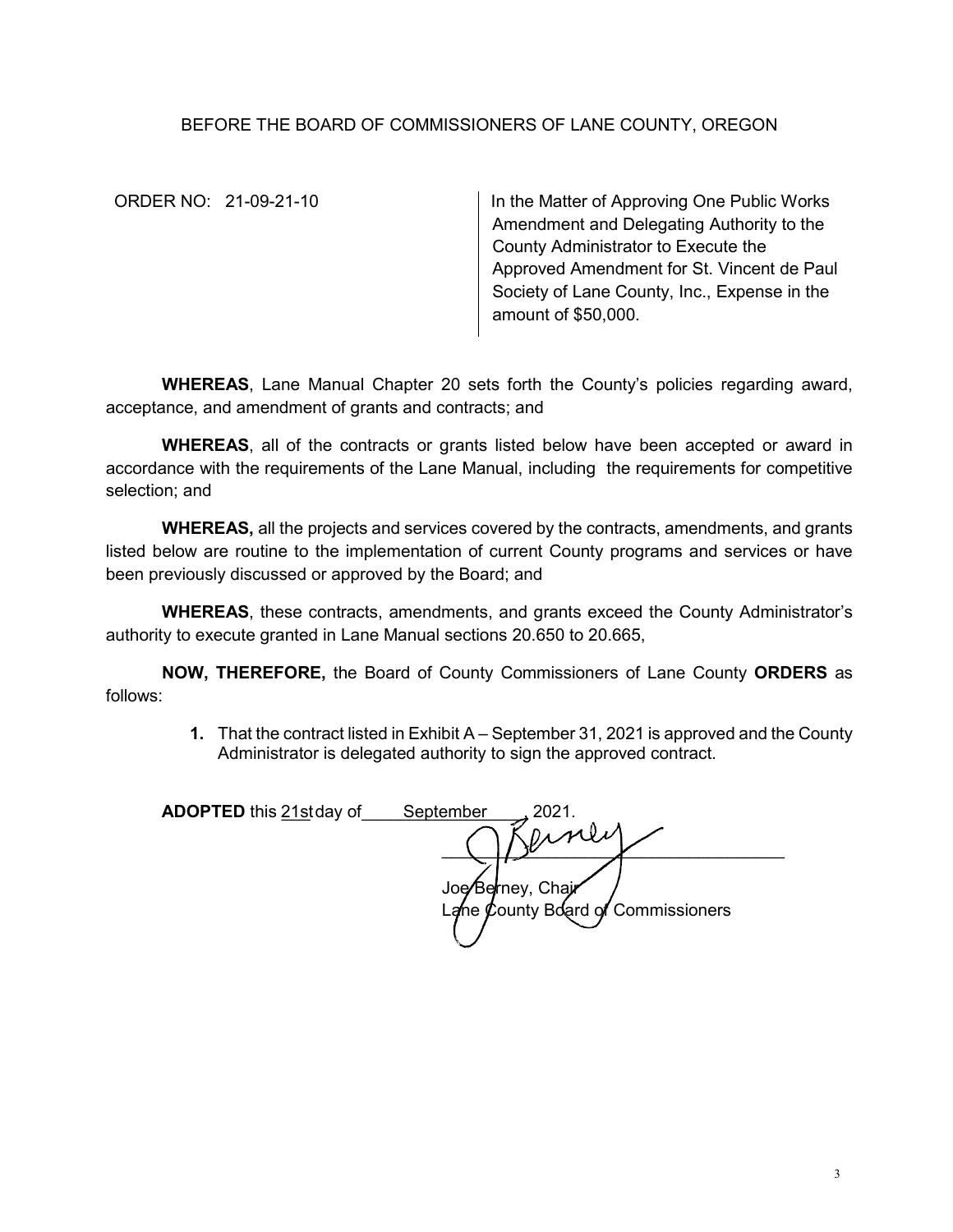BEFORE THE BOARD OF COMMISSIONERS OF LANE COUNTY, OREGON

ORDER NO: 21-09-21-10

In the Matter of Approving One Public Works Amendment and Delegating Authority to the County Administrator to Execute the Approved Amendment for St. Vincent de Paul Society of Lane County, Inc., Expense in the amount of $50,000.

**WHEREAS**, Lane Manual Chapter 20 sets forth the County's policies regarding award, acceptance, and amendment of grants and contracts; and

**WHEREAS**, all of the contracts or grants listed below have been accepted or award in accordance with the requirements of the Lane Manual, including the requirements for competitive selection; and

**WHEREAS,** all the projects and services covered by the contracts, amendments, and grants listed below are routine to the implementation of current County programs and services or have been previously discussed or approved by the Board; and

**WHEREAS**, these contracts, amendments, and grants exceed the County Administrator's authority to execute granted in Lane Manual sections 20.650 to 20.665,

**NOW, THEREFORE,** the Board of County Commissioners of Lane County **ORDERS** as follows:

1. That the contract listed in Exhibit A – September 31, 2021 is approved and the County Administrator is delegated authority to sign the approved contract.

**ADOPTED** this 21st day of September, 2021.

Joe Berney, Chair
Lane County Board of Commissioners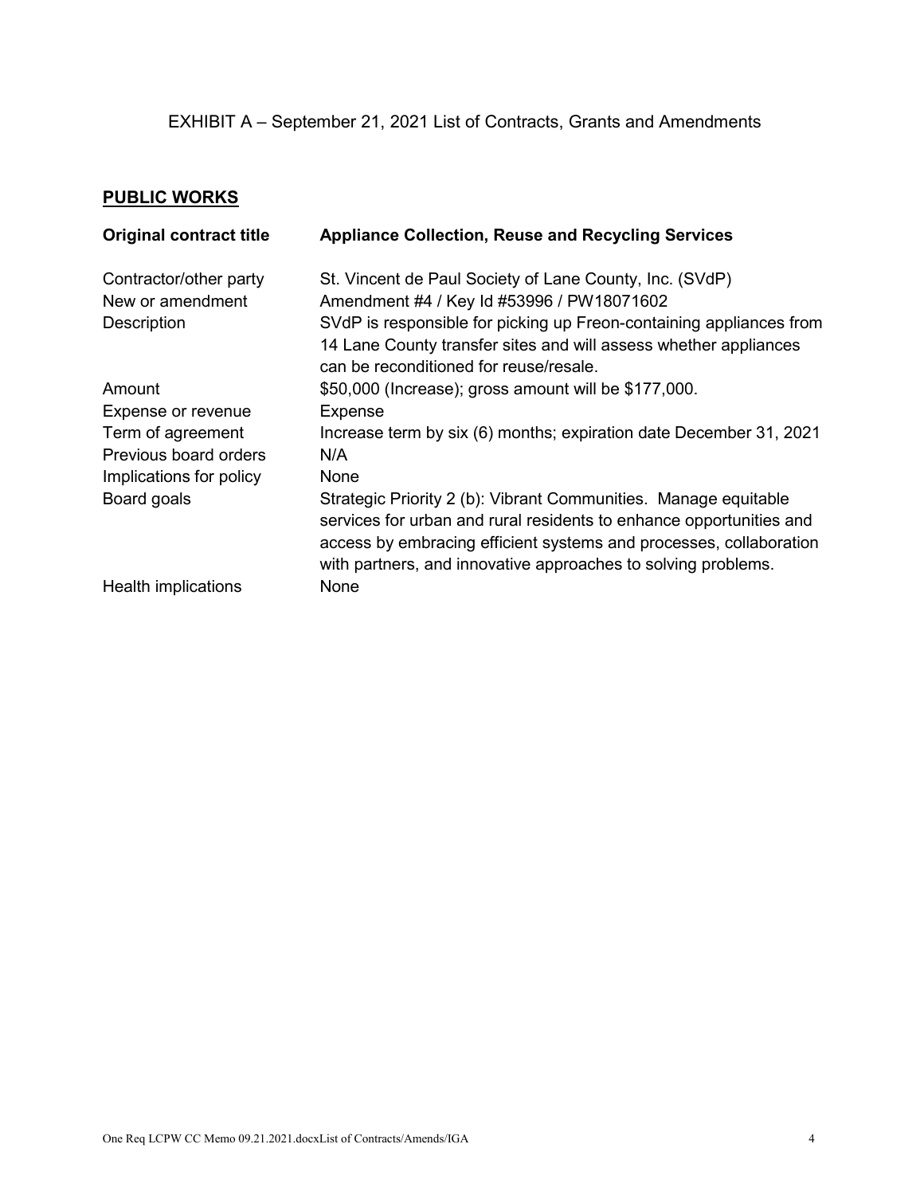EXHIBIT A – September 21, 2021 List of Contracts, Grants and Amendments

## PUBLIC WORKS

| | |
|---|---|
| **Original contract title** | **Appliance Collection, Reuse and Recycling Services** |
| Contractor/other party | St. Vincent de Paul Society of Lane County, Inc. (SVdP) |
| New or amendment | Amendment #4 / Key Id #53996 / PW18071602 |
| Description | SVdP is responsible for picking up Freon-containing appliances from 14 Lane County transfer sites and will assess whether appliances can be reconditioned for reuse/resale. |
| Amount | $50,000 (Increase); gross amount will be $177,000. |
| Expense or revenue | Expense |
| Term of agreement | Increase term by six (6) months; expiration date December 31, 2021 |
| Previous board orders | N/A |
| Implications for policy | None |
| Board goals | Strategic Priority 2 (b): Vibrant Communities. Manage equitable services for urban and rural residents to enhance opportunities and access by embracing efficient systems and processes, collaboration with partners, and innovative approaches to solving problems. |
| Health implications | None |